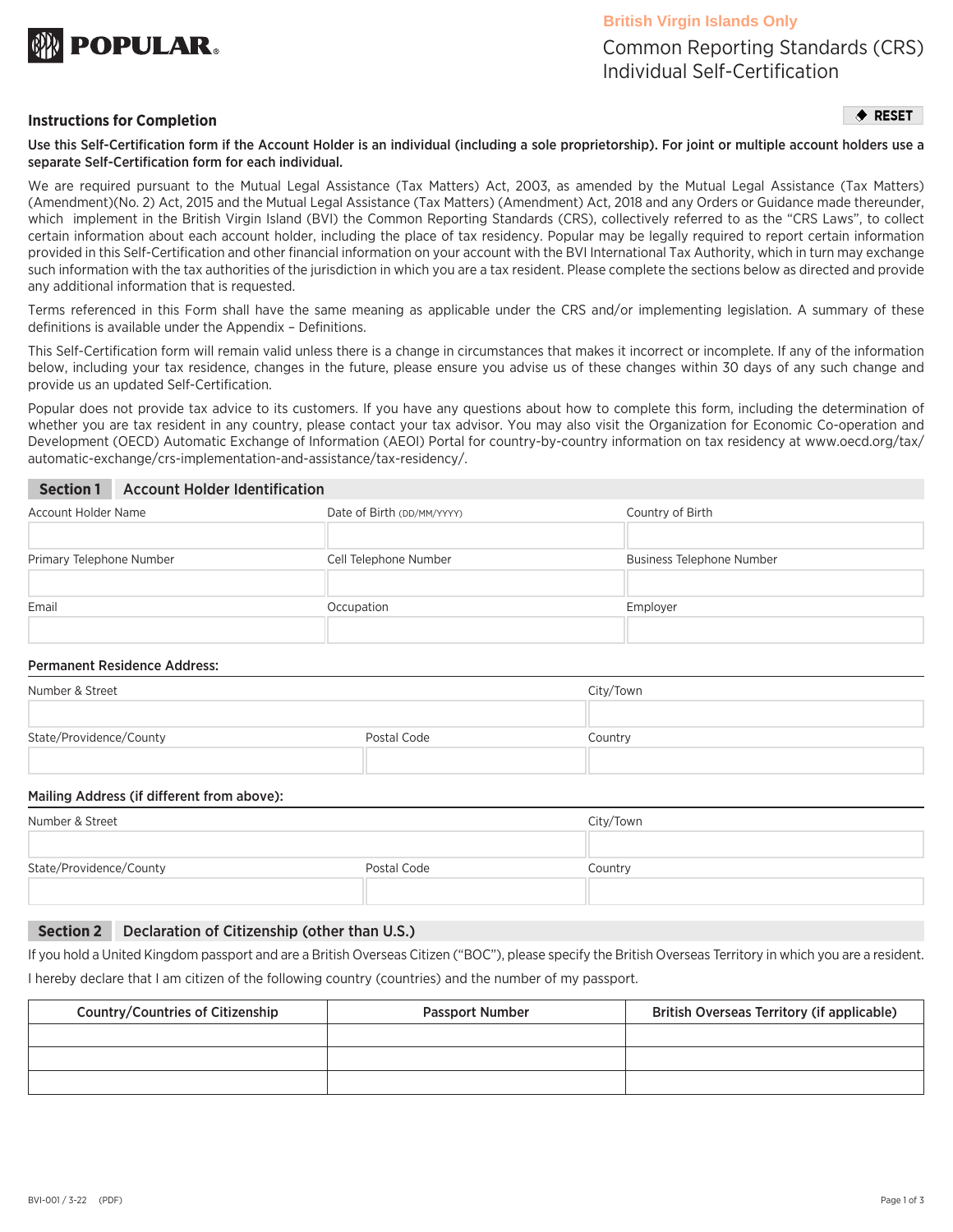POPULAR®

**British Virgin Islands Only**

# Common Reporting Standards (CRS) Individual Self-Certification

## Instructions for Completion

RESET

**Use this Self-Certification form if the Account Holder is an individual (including a sole proprietorship). For joint or multiple account holders use a separate Self-Certification form for each individual.**

We are required pursuant to the Mutual Legal Assistance (Tax Matters) Act, 2003, as amended by the Mutual Legal Assistance (Tax Matters) (Amendment)(No. 2) Act, 2015 and the Mutual Legal Assistance (Tax Matters) (Amendment) Act, 2018 and any Orders or Guidance made thereunder, which implement in the British Virgin Island (BVI) the Common Reporting Standards (CRS), collectively referred to as the "CRS Laws", to collect certain information about each account holder, including the place of tax residency. Popular may be legally required to report certain information provided in this Self-Certification and other financial information on your account with the BVI International Tax Authority, which in turn may exchange such information with the tax authorities of the jurisdiction in which you are a tax resident. Please complete the sections below as directed and provide any additional information that is requested.

Terms referenced in this Form shall have the same meaning as applicable under the CRS and/or implementing legislation. A summary of these definitions is available under the Appendix – Definitions.

This Self-Certification form will remain valid unless there is a change in circumstances that makes it incorrect or incomplete. If any of the information below, including your tax residence, changes in the future, please ensure you advise us of these changes within 30 days of any such change and provide us an updated Self-Certification.

Popular does not provide tax advice to its customers. If you have any questions about how to complete this form, including the determination of whether you are tax resident in any country, please contact your tax advisor. You may also visit the Organization for Economic Co-operation and Development (OECD) Automatic Exchange of Information (AEOI) Portal for country-by-country information on tax residency at www.oecd.org/tax/automatic-exchange/crs-implementation-and-assistance/tax-residency/.

## Section 1 Account Holder Identification

| Account Holder Name | Date of Birth (DD/MM/YYYY) | Country of Birth |
|---|---|---|
| | | |
| **Primary Telephone Number** | **Cell Telephone Number** | **Business Telephone Number** |
| | | |
| **Email** | **Occupation** | **Employer** |
| | | |

**Permanent Residence Address:**

| Number & Street | | City/Town |
|---|---|---|
| | | |
| **State/Providence/County** | **Postal Code** | **Country** |
| | | |

**Mailing Address (if different from above):**

| Number & Street | | City/Town |
|---|---|---|
| | | |
| **State/Providence/County** | **Postal Code** | **Country** |
| | | |

## Section 2 Declaration of Citizenship (other than U.S.)

If you hold a United Kingdom passport and are a British Overseas Citizen ("BOC"), please specify the British Overseas Territory in which you are a resident.

I hereby declare that I am citizen of the following country (countries) and the number of my passport.

| Country/Countries of Citizenship | Passport Number | British Overseas Territory (if applicable) |
|---|---|---|
| | | |
| | | |
| | | |

BVI-001 / 3-22 (PDF)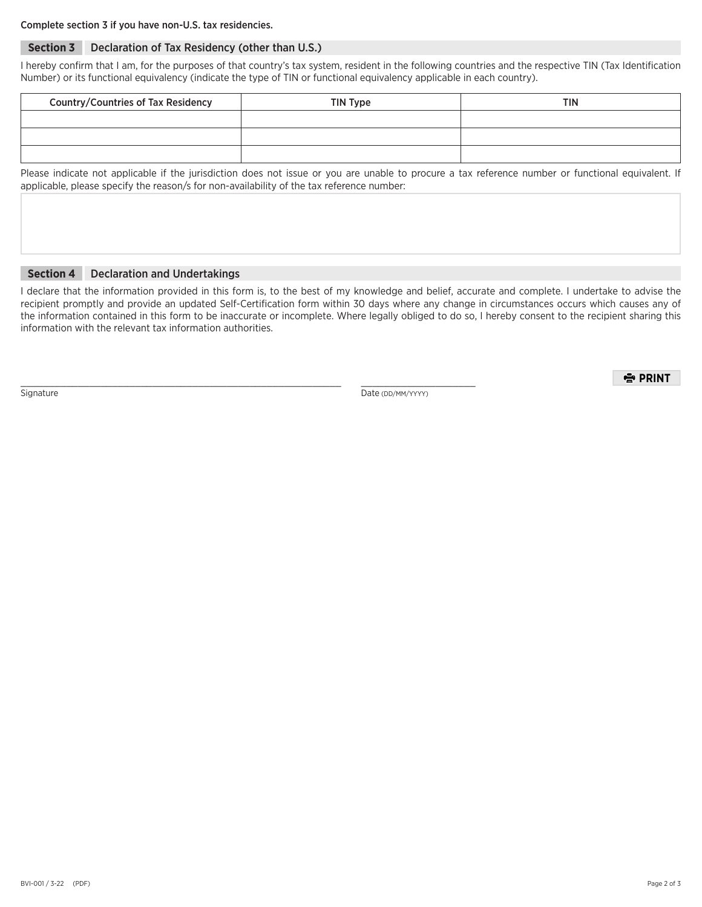Complete section 3 if you have non-U.S. tax residencies.

## Section 3 Declaration of Tax Residency (other than U.S.)

I hereby confirm that I am, for the purposes of that country's tax system, resident in the following countries and the respective TIN (Tax Identification Number) or its functional equivalency (indicate the type of TIN or functional equivalency applicable in each country).

| Country/Countries of Tax Residency | TIN Type | TIN |
|---|---|---|
| | | |
| | | |
| | | |

Please indicate not applicable if the jurisdiction does not issue or you are unable to procure a tax reference number or functional equivalent. If applicable, please specify the reason/s for non-availability of the tax reference number:

## Section 4 Declaration and Undertakings

I declare that the information provided in this form is, to the best of my knowledge and belief, accurate and complete. I undertake to advise the recipient promptly and provide an updated Self-Certification form within 30 days where any change in circumstances occurs which causes any of the information contained in this form to be inaccurate or incomplete. Where legally obliged to do so, I hereby consent to the recipient sharing this information with the relevant tax information authorities.

\_\_\_\_\_\_\_\_\_\_\_\_\_\_\_\_\_\_\_\_\_\_\_\_\_\_\_\_\_\_\_\_\_\_\_\_\_\_\_\_
Signature

\_\_\_\_\_\_\_\_\_\_\_\_\_\_\_\_\_\_\_\_
Date (DD/MM/YYYY)

PRINT

BVI-001 / 3-22 (PDF)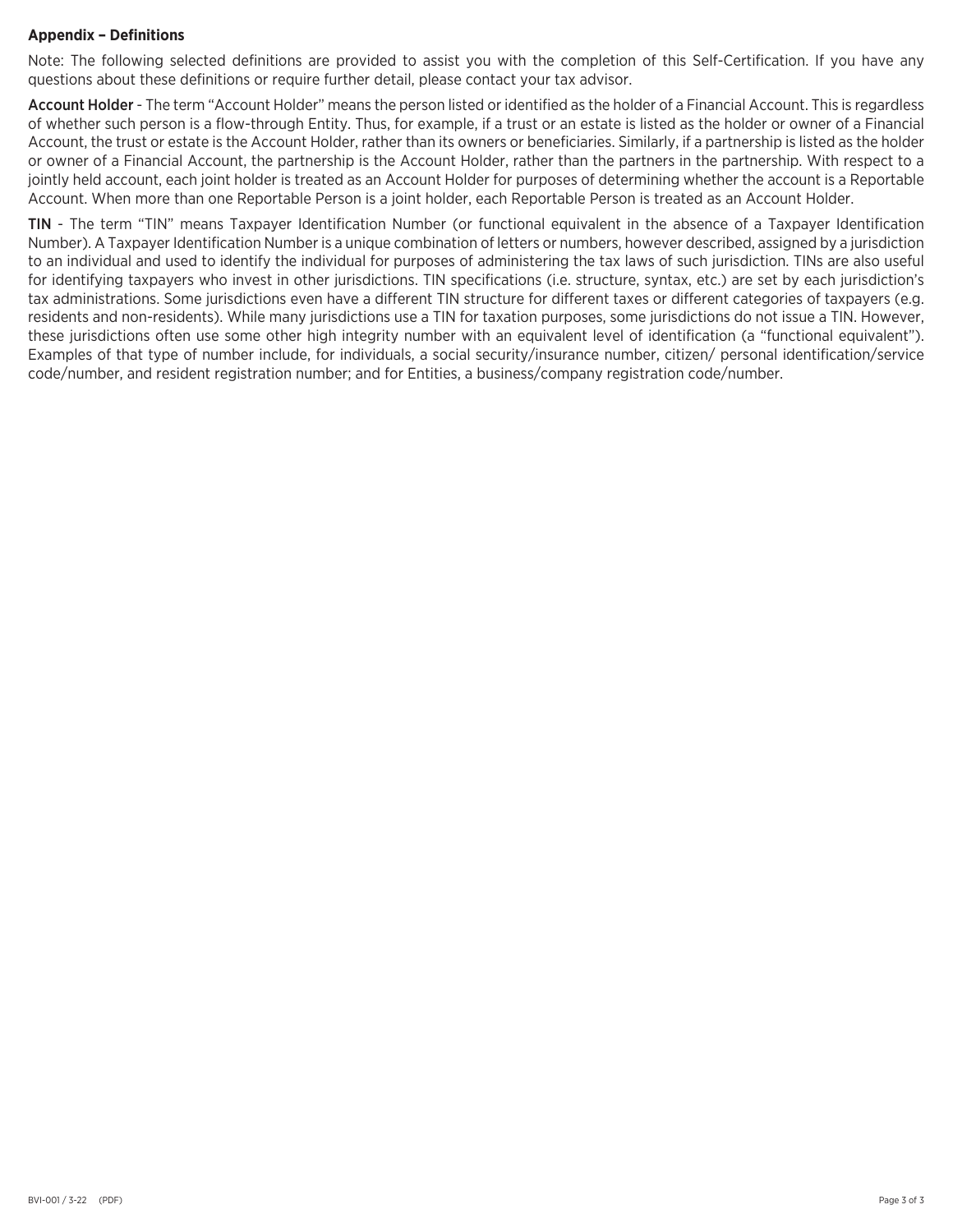**Appendix – Definitions**

Note: The following selected definitions are provided to assist you with the completion of this Self-Certification. If you have any questions about these definitions or require further detail, please contact your tax advisor.

**Account Holder** - The term "Account Holder" means the person listed or identified as the holder of a Financial Account. This is regardless of whether such person is a flow-through Entity. Thus, for example, if a trust or an estate is listed as the holder or owner of a Financial Account, the trust or estate is the Account Holder, rather than its owners or beneficiaries. Similarly, if a partnership is listed as the holder or owner of a Financial Account, the partnership is the Account Holder, rather than the partners in the partnership. With respect to a jointly held account, each joint holder is treated as an Account Holder for purposes of determining whether the account is a Reportable Account. When more than one Reportable Person is a joint holder, each Reportable Person is treated as an Account Holder.

**TIN** - The term "TIN" means Taxpayer Identification Number (or functional equivalent in the absence of a Taxpayer Identification Number). A Taxpayer Identification Number is a unique combination of letters or numbers, however described, assigned by a jurisdiction to an individual and used to identify the individual for purposes of administering the tax laws of such jurisdiction. TINs are also useful for identifying taxpayers who invest in other jurisdictions. TIN specifications (i.e. structure, syntax, etc.) are set by each jurisdiction's tax administrations. Some jurisdictions even have a different TIN structure for different taxes or different categories of taxpayers (e.g. residents and non-residents). While many jurisdictions use a TIN for taxation purposes, some jurisdictions do not issue a TIN. However, these jurisdictions often use some other high integrity number with an equivalent level of identification (a "functional equivalent"). Examples of that type of number include, for individuals, a social security/insurance number, citizen/ personal identification/service code/number, and resident registration number; and for Entities, a business/company registration code/number.

BVI-001 / 3-22 (PDF)